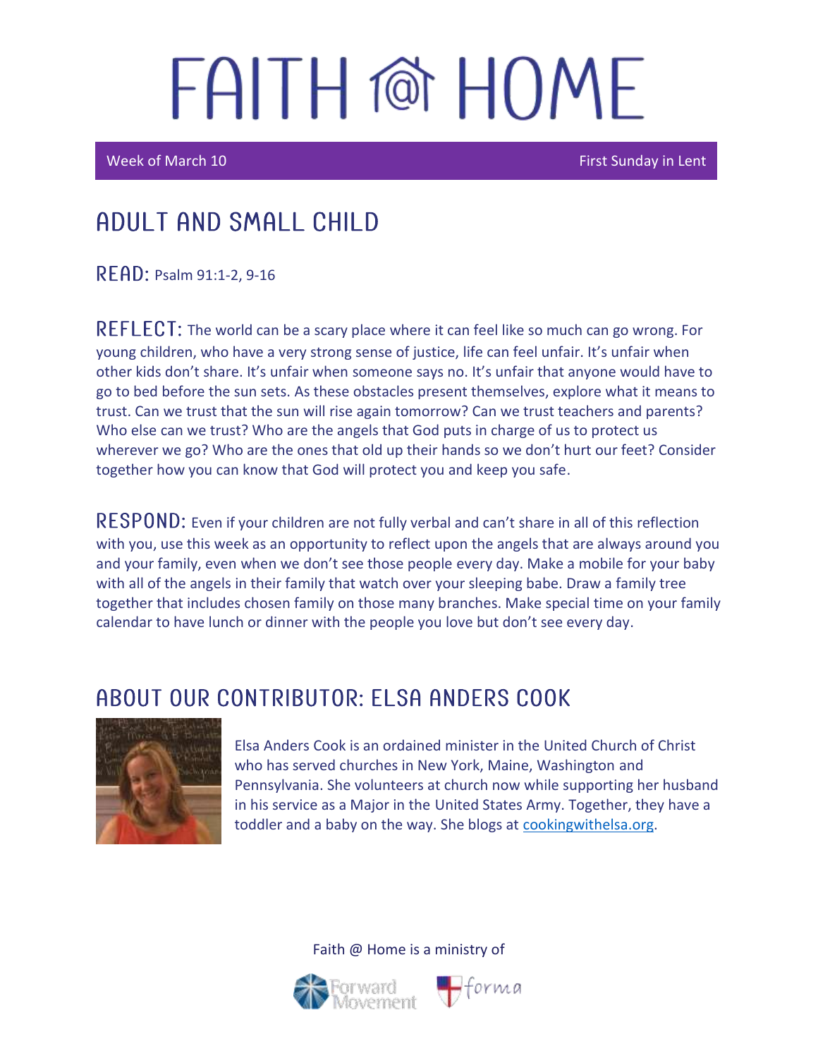# FAITH @ HOME

Week of March 10 — First Sunday in Lent

## ADULT AND SMALL CHILD

**READ:** Psalm 91:1-2, 9-16

**REFLECT:** The world can be a scary place where it can feel like so much can go wrong. For young children, who have a very strong sense of justice, life can feel unfair. It's unfair when other kids don't share. It's unfair when someone says no. It's unfair that anyone would have to go to bed before the sun sets. As these obstacles present themselves, explore what it means to trust. Can we trust that the sun will rise again tomorrow? Can we trust teachers and parents? Who else can we trust? Who are the angels that God puts in charge of us to protect us wherever we go? Who are the ones that old up their hands so we don't hurt our feet? Consider together how you can know that God will protect you and keep you safe.

**RESPOND:** Even if your children are not fully verbal and can't share in all of this reflection with you, use this week as an opportunity to reflect upon the angels that are always around you and your family, even when we don't see those people every day. Make a mobile for your baby with all of the angels in their family that watch over your sleeping babe. Draw a family tree together that includes chosen family on those many branches. Make special time on your family calendar to have lunch or dinner with the people you love but don't see every day.

## ABOUT OUR CONTRIBUTOR: ELSA ANDERS COOK

Elsa Anders Cook is an ordained minister in the United Church of Christ who has served churches in New York, Maine, Washington and Pennsylvania. She volunteers at church now while supporting her husband in his service as a Major in the United States Army. Together, they have a toddler and a baby on the way. She blogs at [cookingwithelsa.org](cookingwithelsa.org).

Faith @ Home is a ministry of Forward Movement and forma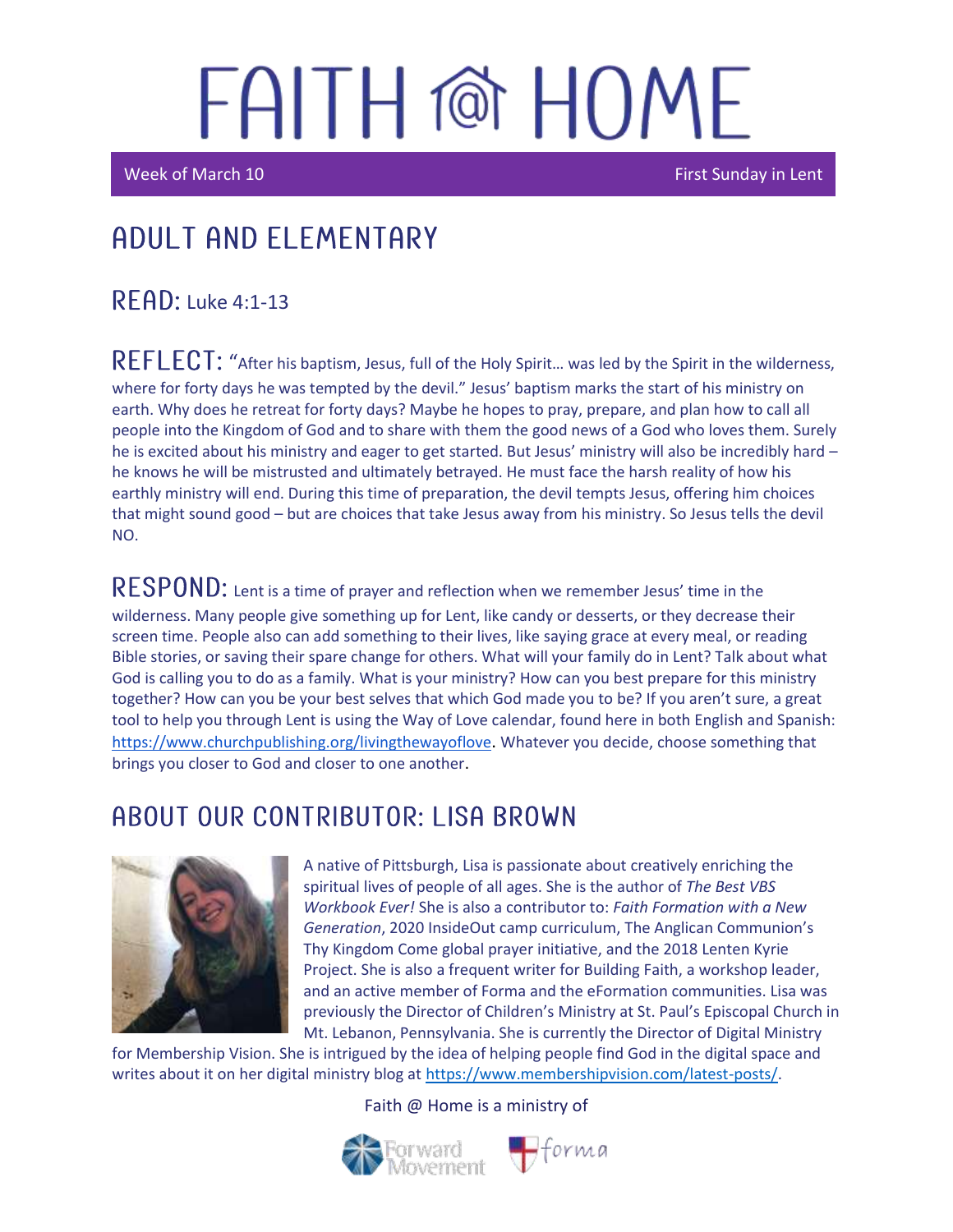# FAITH @ HOME

Week of March 10 | First Sunday in Lent

## ADULT AND ELEMENTARY

**READ:** Luke 4:1-13

**REFLECT:** "After his baptism, Jesus, full of the Holy Spirit… was led by the Spirit in the wilderness, where for forty days he was tempted by the devil." Jesus' baptism marks the start of his ministry on earth. Why does he retreat for forty days? Maybe he hopes to pray, prepare, and plan how to call all people into the Kingdom of God and to share with them the good news of a God who loves them. Surely he is excited about his ministry and eager to get started. But Jesus' ministry will also be incredibly hard – he knows he will be mistrusted and ultimately betrayed. He must face the harsh reality of how his earthly ministry will end. During this time of preparation, the devil tempts Jesus, offering him choices that might sound good – but are choices that take Jesus away from his ministry. So Jesus tells the devil NO.

**RESPOND:** Lent is a time of prayer and reflection when we remember Jesus' time in the wilderness. Many people give something up for Lent, like candy or desserts, or they decrease their screen time. People also can add something to their lives, like saying grace at every meal, or reading Bible stories, or saving their spare change for others. What will your family do in Lent? Talk about what God is calling you to do as a family. What is your ministry? How can you best prepare for this ministry together? How can you be your best selves that which God made you to be? If you aren't sure, a great tool to help you through Lent is using the Way of Love calendar, found here in both English and Spanish: https://www.churchpublishing.org/livingthewayoflove. Whatever you decide, choose something that brings you closer to God and closer to one another.

## ABOUT OUR CONTRIBUTOR: LISA BROWN

A native of Pittsburgh, Lisa is passionate about creatively enriching the spiritual lives of people of all ages. She is the author of *The Best VBS Workbook Ever!* She is also a contributor to: *Faith Formation with a New Generation*, 2020 InsideOut camp curriculum, The Anglican Communion's Thy Kingdom Come global prayer initiative, and the 2018 Lenten Kyrie Project. She is also a frequent writer for Building Faith, a workshop leader, and an active member of Forma and the eFormation communities. Lisa was previously the Director of Children's Ministry at St. Paul's Episcopal Church in Mt. Lebanon, Pennsylvania. She is currently the Director of Digital Ministry for Membership Vision. She is intrigued by the idea of helping people find God in the digital space and writes about it on her digital ministry blog at https://www.membershipvision.com/latest-posts/.

Faith @ Home is a ministry of

Forward Movement | forma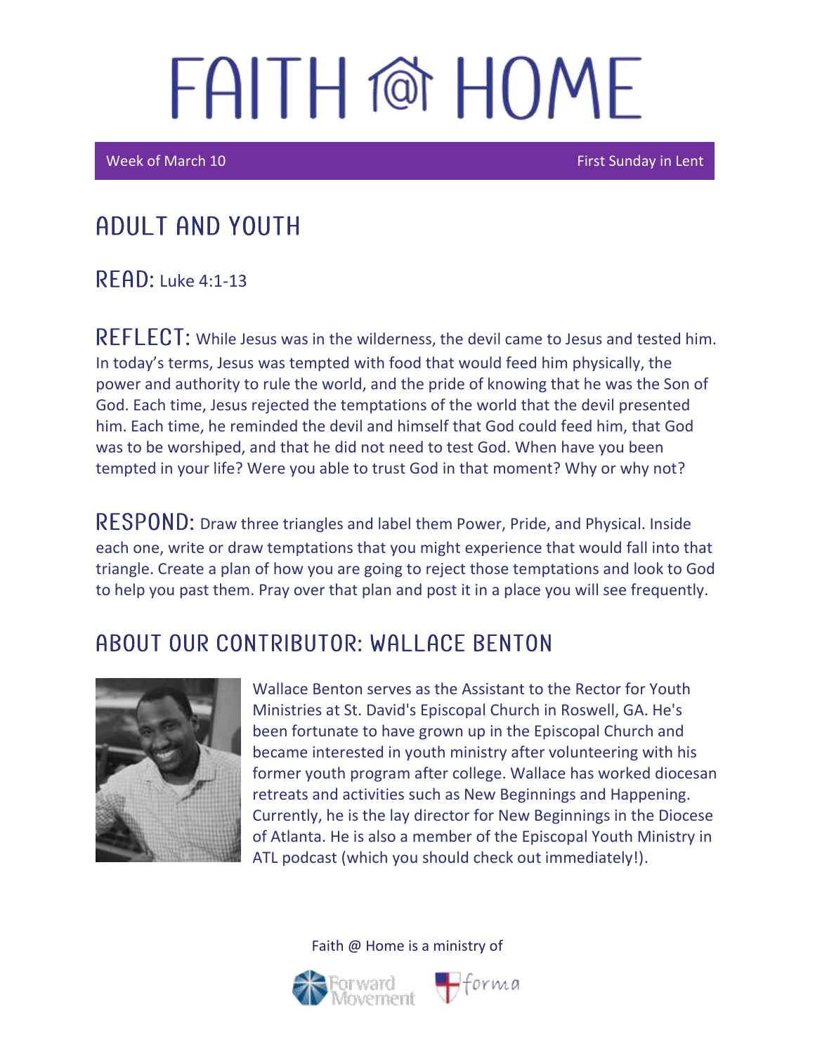# FAITH @ HOME

Week of March 10 | First Sunday in Lent

## ADULT AND YOUTH

**READ:** Luke 4:1-13

**REFLECT:** While Jesus was in the wilderness, the devil came to Jesus and tested him. In today's terms, Jesus was tempted with food that would feed him physically, the power and authority to rule the world, and the pride of knowing that he was the Son of God. Each time, Jesus rejected the temptations of the world that the devil presented him. Each time, he reminded the devil and himself that God could feed him, that God was to be worshiped, and that he did not need to test God. When have you been tempted in your life? Were you able to trust God in that moment? Why or why not?

**RESPOND:** Draw three triangles and label them Power, Pride, and Physical. Inside each one, write or draw temptations that you might experience that would fall into that triangle. Create a plan of how you are going to reject those temptations and look to God to help you past them. Pray over that plan and post it in a place you will see frequently.

## ABOUT OUR CONTRIBUTOR: WALLACE BENTON

Wallace Benton serves as the Assistant to the Rector for Youth Ministries at St. David's Episcopal Church in Roswell, GA. He's been fortunate to have grown up in the Episcopal Church and became interested in youth ministry after volunteering with his former youth program after college. Wallace has worked diocesan retreats and activities such as New Beginnings and Happening. Currently, he is the lay director for New Beginnings in the Diocese of Atlanta. He is also a member of the Episcopal Youth Ministry in ATL podcast (which you should check out immediately!).

Faith @ Home is a ministry of Forward Movement and forma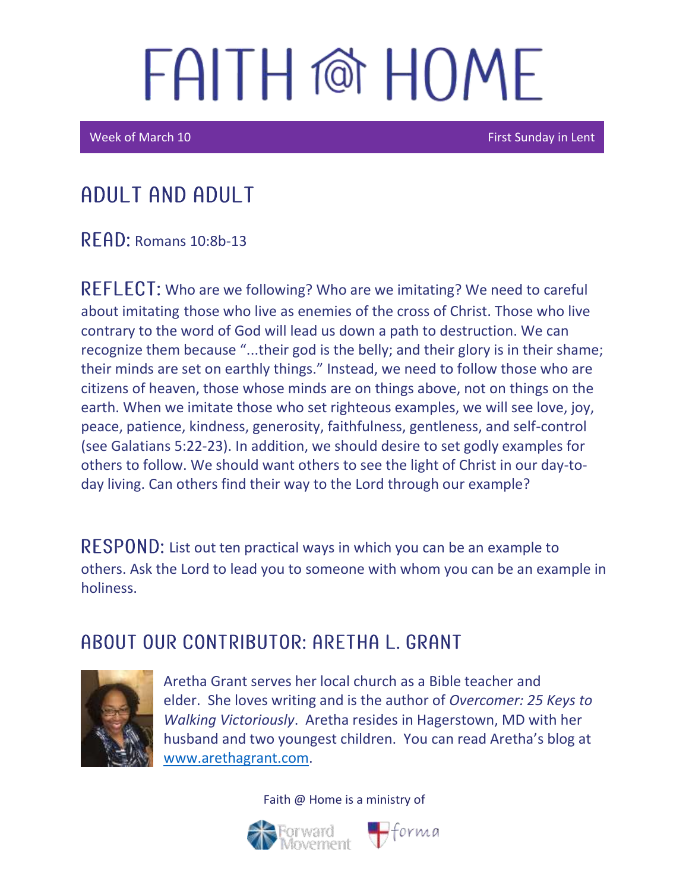# FAITH @ HOME

Week of March 10 First Sunday in Lent

## ADULT AND ADULT

**READ:** Romans 10:8b-13

**REFLECT:** Who are we following? Who are we imitating? We need to careful about imitating those who live as enemies of the cross of Christ. Those who live contrary to the word of God will lead us down a path to destruction. We can recognize them because "...their god is the belly; and their glory is in their shame; their minds are set on earthly things." Instead, we need to follow those who are citizens of heaven, those whose minds are on things above, not on things on the earth. When we imitate those who set righteous examples, we will see love, joy, peace, patience, kindness, generosity, faithfulness, gentleness, and self-control (see Galatians 5:22-23). In addition, we should desire to set godly examples for others to follow. We should want others to see the light of Christ in our day-to-day living. Can others find their way to the Lord through our example?

**RESPOND:** List out ten practical ways in which you can be an example to others. Ask the Lord to lead you to someone with whom you can be an example in holiness.

## ABOUT OUR CONTRIBUTOR: ARETHA L. GRANT

Aretha Grant serves her local church as a Bible teacher and elder. She loves writing and is the author of *Overcomer: 25 Keys to Walking Victoriously*. Aretha resides in Hagerstown, MD with her husband and two youngest children. You can read Aretha's blog at www.arethagrant.com.

Faith @ Home is a ministry of

Forward Movement forma